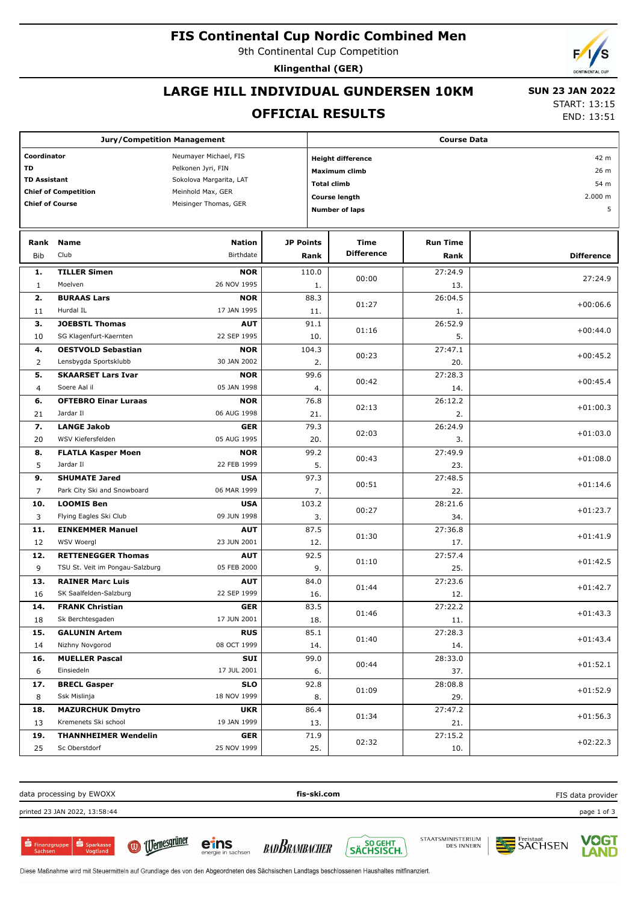# FIS Continental Cup Nordic Combined Men

9th Continental Cup Competition

**Klingenthal (GER)**

## LARGE HILL INDIVIDUAL GUNDERSEN 10KM

## OFFICIAL RESULTS

**SUN 23 JAN 2022**
START: 13:15
END: 13:51

| Jury/Competition Management | |
|---|---|
| **Coordinator** | Neumayer Michael, FIS |
| **TD** | Pelkonen Jyri, FIN |
| **TD Assistant** | Sokolova Margarita, LAT |
| **Chief of Competition** | Meinhold Max, GER |
| **Chief of Course** | Meisinger Thomas, GER |

| Course Data | |
|---|---|
| **Height difference** | 42 m |
| **Maximum climb** | 26 m |
| **Total climb** | 54 m |
| **Course length** | 2.000 m |
| **Number of laps** | 5 |

| Rank | Name | Nation | JP Points | Time Difference | Run Time | Difference |
|---|---|---|---|---|---|---|
| Bib | Club | Birthdate | Rank | | Rank | |
| **1.** | **TILLER Simen** | **NOR** | 110.0 | 00:00 | 27:24.9 | 27:24.9 |
| 1 | Moelven | 26 NOV 1995 | 1. | | 13. | |
| **2.** | **BURAAS Lars** | **NOR** | 88.3 | 01:27 | 26:04.5 | +00:06.6 |
| 11 | Hurdal IL | 17 JAN 1995 | 11. | | 1. | |
| **3.** | **JOEBSTL Thomas** | **AUT** | 91.1 | 01:16 | 26:52.9 | +00:44.0 |
| 10 | SG Klagenfurt-Kaernten | 22 SEP 1995 | 10. | | 5. | |
| **4.** | **OESTVOLD Sebastian** | **NOR** | 104.3 | 00:23 | 27:47.1 | +00:45.2 |
| 2 | Lensbygda Sportsklubb | 30 JAN 2002 | 2. | | 20. | |
| **5.** | **SKAARSET Lars Ivar** | **NOR** | 99.6 | 00:42 | 27:28.3 | +00:45.4 |
| 4 | Soere Aal il | 05 JAN 1998 | 4. | | 14. | |
| **6.** | **OFTEBRO Einar Luraas** | **NOR** | 76.8 | 02:13 | 26:12.2 | +01:00.3 |
| 21 | Jardar Il | 06 AUG 1998 | 21. | | 2. | |
| **7.** | **LANGE Jakob** | **GER** | 79.3 | 02:03 | 26:24.9 | +01:03.0 |
| 20 | WSV Kiefersfelden | 05 AUG 1995 | 20. | | 3. | |
| **8.** | **FLATLA Kasper Moen** | **NOR** | 99.2 | 00:43 | 27:49.9 | +01:08.0 |
| 5 | Jardar Il | 22 FEB 1999 | 5. | | 23. | |
| **9.** | **SHUMATE Jared** | **USA** | 97.3 | 00:51 | 27:48.5 | +01:14.6 |
| 7 | Park City Ski and Snowboard | 06 MAR 1999 | 7. | | 22. | |
| **10.** | **LOOMIS Ben** | **USA** | 103.2 | 00:27 | 28:21.6 | +01:23.7 |
| 3 | Flying Eagles Ski Club | 09 JUN 1998 | 3. | | 34. | |
| **11.** | **EINKEMMER Manuel** | **AUT** | 87.5 | 01:30 | 27:36.8 | +01:41.9 |
| 12 | WSV Woergl | 23 JUN 2001 | 12. | | 17. | |
| **12.** | **RETTENEGGER Thomas** | **AUT** | 92.5 | 01:10 | 27:57.4 | +01:42.5 |
| 9 | TSU St. Veit im Pongau-Salzburg | 05 FEB 2000 | 9. | | 25. | |
| **13.** | **RAINER Marc Luis** | **AUT** | 84.0 | 01:44 | 27:23.6 | +01:42.7 |
| 16 | SK Saalfelden-Salzburg | 22 SEP 1999 | 16. | | 12. | |
| **14.** | **FRANK Christian** | **GER** | 83.5 | 01:46 | 27:22.2 | +01:43.3 |
| 18 | Sk Berchtesgaden | 17 JUN 2001 | 18. | | 11. | |
| **15.** | **GALUNIN Artem** | **RUS** | 85.1 | 01:40 | 27:28.3 | +01:43.4 |
| 14 | Nizhny Novgorod | 08 OCT 1999 | 14. | | 14. | |
| **16.** | **MUELLER Pascal** | **SUI** | 99.0 | 00:44 | 28:33.0 | +01:52.1 |
| 6 | Einsiedeln | 17 JUL 2001 | 6. | | 37. | |
| **17.** | **BRECL Gasper** | **SLO** | 92.8 | 01:09 | 28:08.8 | +01:52.9 |
| 8 | Ssk Mislinja | 18 NOV 1999 | 8. | | 29. | |
| **18.** | **MAZURCHUK Dmytro** | **UKR** | 86.4 | 01:34 | 27:47.2 | +01:56.3 |
| 13 | Kremenets Ski school | 19 JAN 1999 | 13. | | 21. | |
| **19.** | **THANNHEIMER Wendelin** | **GER** | 71.9 | 02:32 | 27:15.2 | +02:22.3 |
| 25 | Sc Oberstdorf | 25 NOV 1999 | 25. | | 10. | |

data processing by EWOXX | **fis-ski.com** | FIS data provider

printed 23 JAN 2022, 13:58:44

Diese Maßnahme wird mit Steuermitteln auf Grundlage des von den Abgeordneten des Sächsischen Landtags beschlossenen Haushaltes mitfinanziert.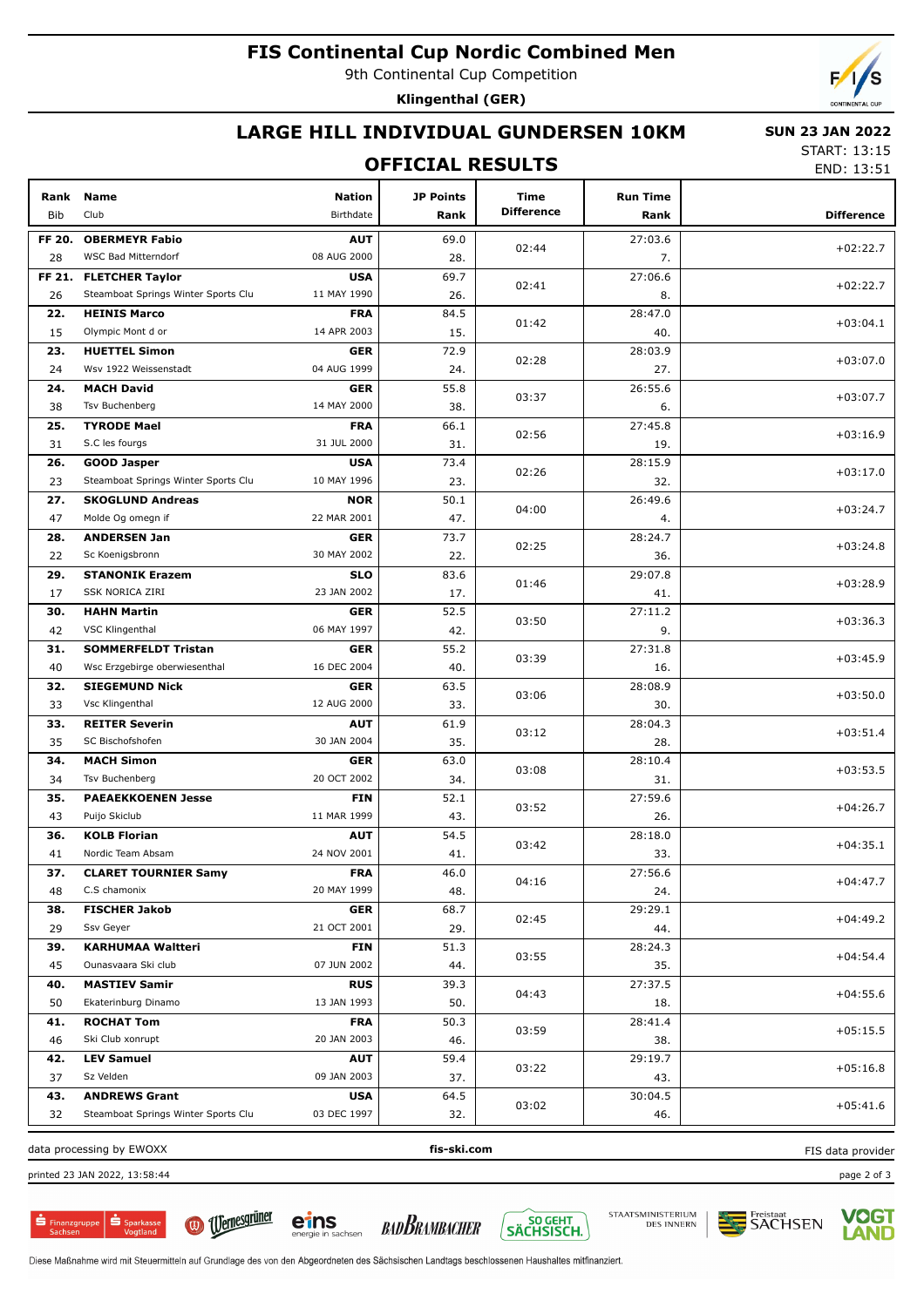# FIS Continental Cup Nordic Combined Men

9th Continental Cup Competition

**Klingenthal (GER)**

## LARGE HILL INDIVIDUAL GUNDERSEN 10KM

## OFFICIAL RESULTS

**SUN 23 JAN 2022**
START: 13:15
END: 13:51

| Rank | Name | Nation | JP Points | Time Difference | Run Time | Difference |
|---|---|---|---|---|---|---|
| Bib | Club | Birthdate | Rank | | Rank | |
| FF 20. | **OBERMEYR Fabio** | **AUT** | 69.0 | 02:44 | 27:03.6 | +02:22.7 |
| 28 | WSC Bad Mitterndorf | 08 AUG 2000 | 28. | | 7. | |
| FF 21. | **FLETCHER Taylor** | **USA** | 69.7 | 02:41 | 27:06.6 | +02:22.7 |
| 26 | Steamboat Springs Winter Sports Clu | 11 MAY 1990 | 26. | | 8. | |
| 22. | **HEINIS Marco** | **FRA** | 84.5 | 01:42 | 28:47.0 | +03:04.1 |
| 15 | Olympic Mont d or | 14 APR 2003 | 15. | | 40. | |
| 23. | **HUETTEL Simon** | **GER** | 72.9 | 02:28 | 28:03.9 | +03:07.0 |
| 24 | Wsv 1922 Weissenstadt | 04 AUG 1999 | 24. | | 27. | |
| 24. | **MACH David** | **GER** | 55.8 | 03:37 | 26:55.6 | +03:07.7 |
| 38 | Tsv Buchenberg | 14 MAY 2000 | 38. | | 6. | |
| 25. | **TYRODE Mael** | **FRA** | 66.1 | 02:56 | 27:45.8 | +03:16.9 |
| 31 | S.C les fourgs | 31 JUL 2000 | 31. | | 19. | |
| 26. | **GOOD Jasper** | **USA** | 73.4 | 02:26 | 28:15.9 | +03:17.0 |
| 23 | Steamboat Springs Winter Sports Clu | 10 MAY 1996 | 23. | | 32. | |
| 27. | **SKOGLUND Andreas** | **NOR** | 50.1 | 04:00 | 26:49.6 | +03:24.7 |
| 47 | Molde Og omegn if | 22 MAR 2001 | 47. | | 4. | |
| 28. | **ANDERSEN Jan** | **GER** | 73.7 | 02:25 | 28:24.7 | +03:24.8 |
| 22 | Sc Koenigsbronn | 30 MAY 2002 | 22. | | 36. | |
| 29. | **STANONIK Erazem** | **SLO** | 83.6 | 01:46 | 29:07.8 | +03:28.9 |
| 17 | SSK NORICA ZIRI | 23 JAN 2002 | 17. | | 41. | |
| 30. | **HAHN Martin** | **GER** | 52.5 | 03:50 | 27:11.2 | +03:36.3 |
| 42 | VSC Klingenthal | 06 MAY 1997 | 42. | | 9. | |
| 31. | **SOMMERFELDT Tristan** | **GER** | 55.2 | 03:39 | 27:31.8 | +03:45.9 |
| 40 | Wsc Erzgebirge oberwiesenthal | 16 DEC 2004 | 40. | | 16. | |
| 32. | **SIEGEMUND Nick** | **GER** | 63.5 | 03:06 | 28:08.9 | +03:50.0 |
| 33 | Vsc Klingenthal | 12 AUG 2000 | 33. | | 30. | |
| 33. | **REITER Severin** | **AUT** | 61.9 | 03:12 | 28:04.3 | +03:51.4 |
| 35 | SC Bischofshofen | 30 JAN 2004 | 35. | | 28. | |
| 34. | **MACH Simon** | **GER** | 63.0 | 03:08 | 28:10.4 | +03:53.5 |
| 34 | Tsv Buchenberg | 20 OCT 2002 | 34. | | 31. | |
| 35. | **PAEAEKKOENEN Jesse** | **FIN** | 52.1 | 03:52 | 27:59.6 | +04:26.7 |
| 43 | Puijo Skiclub | 11 MAR 1999 | 43. | | 26. | |
| 36. | **KOLB Florian** | **AUT** | 54.5 | 03:42 | 28:18.0 | +04:35.1 |
| 41 | Nordic Team Absam | 24 NOV 2001 | 41. | | 33. | |
| 37. | **CLARET TOURNIER Samy** | **FRA** | 46.0 | 04:16 | 27:56.6 | +04:47.7 |
| 48 | C.S chamonix | 20 MAY 1999 | 48. | | 24. | |
| 38. | **FISCHER Jakob** | **GER** | 68.7 | 02:45 | 29:29.1 | +04:49.2 |
| 29 | Ssv Geyer | 21 OCT 2001 | 29. | | 44. | |
| 39. | **KARHUMAA Waltteri** | **FIN** | 51.3 | 03:55 | 28:24.3 | +04:54.4 |
| 45 | Ounasvaara Ski club | 07 JUN 2002 | 44. | | 35. | |
| 40. | **MASTIEV Samir** | **RUS** | 39.3 | 04:43 | 27:37.5 | +04:55.6 |
| 50 | Ekaterinburg Dinamo | 13 JAN 1993 | 50. | | 18. | |
| 41. | **ROCHAT Tom** | **FRA** | 50.3 | 03:59 | 28:41.4 | +05:15.5 |
| 46 | Ski Club xonrupt | 20 JAN 2003 | 46. | | 38. | |
| 42. | **LEV Samuel** | **AUT** | 59.4 | 03:22 | 29:19.7 | +05:16.8 |
| 37 | Sz Velden | 09 JAN 2003 | 37. | | 43. | |
| 43. | **ANDREWS Grant** | **USA** | 64.5 | 03:02 | 30:04.5 | +05:41.6 |
| 32 | Steamboat Springs Winter Sports Clu | 03 DEC 1997 | 32. | | 46. | |

data processing by EWOXX — fis-ski.com — FIS data provider

printed 23 JAN 2022, 13:58:44

Diese Maßnahme wird mit Steuermitteln auf Grundlage des von den Abgeordneten des Sächsischen Landtags beschlossenen Haushaltes mitfinanziert.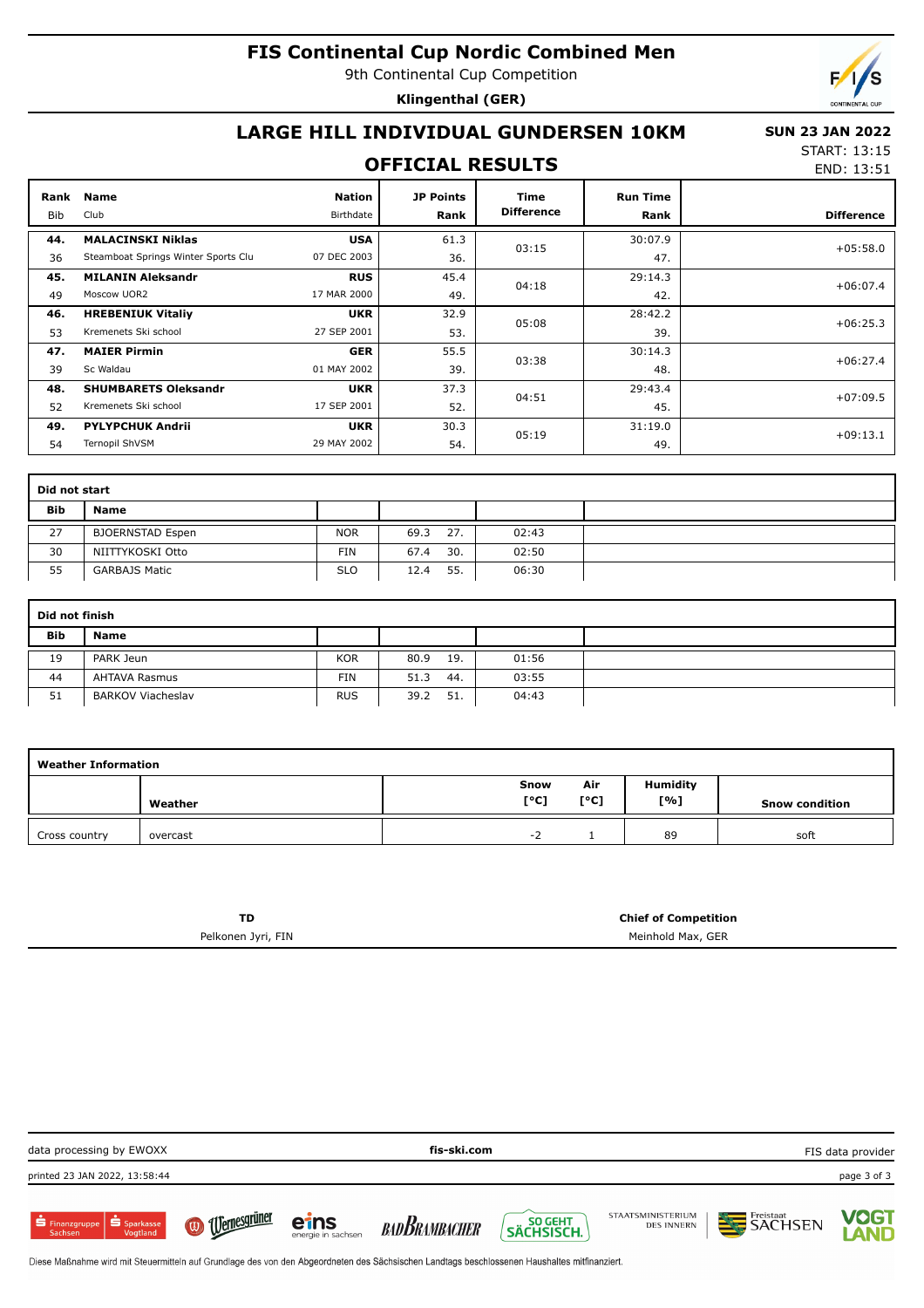# FIS Continental Cup Nordic Combined Men

9th Continental Cup Competition

**Klingenthal (GER)**

## LARGE HILL INDIVIDUAL GUNDERSEN 10KM

**SUN 23 JAN 2022**

START: 13:15

END: 13:51

## OFFICIAL RESULTS

| Rank<br>Bib | Name<br>Club | Nation<br>Birthdate | JP Points<br>Rank | Time Difference | Run Time<br>Rank | Difference |
|---|---|---|---|---|---|---|
| **44.**<br>36 | **MALACINSKI Niklas**<br>Steamboat Springs Winter Sports Clu | **USA**<br>07 DEC 2003 | 61.3<br>36. | 03:15 | 30:07.9<br>47. | +05:58.0 |
| **45.**<br>49 | **MILANIN Aleksandr**<br>Moscow UOR2 | **RUS**<br>17 MAR 2000 | 45.4<br>49. | 04:18 | 29:14.3<br>42. | +06:07.4 |
| **46.**<br>53 | **HREBENIUK Vitaliy**<br>Kremenets Ski school | **UKR**<br>27 SEP 2001 | 32.9<br>53. | 05:08 | 28:42.2<br>39. | +06:25.3 |
| **47.**<br>39 | **MAIER Pirmin**<br>Sc Waldau | **GER**<br>01 MAY 2002 | 55.5<br>39. | 03:38 | 30:14.3<br>48. | +06:27.4 |
| **48.**<br>52 | **SHUMBARETS Oleksandr**<br>Kremenets Ski school | **UKR**<br>17 SEP 2001 | 37.3<br>52. | 04:51 | 29:43.4<br>45. | +07:09.5 |
| **49.**<br>54 | **PYLYPCHUK Andrii**<br>Ternopil ShVSM | **UKR**<br>29 MAY 2002 | 30.3<br>54. | 05:19 | 31:19.0<br>49. | +09:13.1 |

**Did not start**

| Bib | Name | | | | |
|---|---|---|---|---|---|
| 27 | BJOERNSTAD Espen | NOR | 69.3 27. | 02:43 | |
| 30 | NIITTYKOSKI Otto | FIN | 67.4 30. | 02:50 | |
| 55 | GARBAJS Matic | SLO | 12.4 55. | 06:30 | |

**Did not finish**

| Bib | Name | | | | |
|---|---|---|---|---|---|
| 19 | PARK Jeun | KOR | 80.9 19. | 01:56 | |
| 44 | AHTAVA Rasmus | FIN | 51.3 44. | 03:55 | |
| 51 | BARKOV Viacheslav | RUS | 39.2 51. | 04:43 | |

**Weather Information**

| | Weather | Snow [°C] | Air [°C] | Humidity [%] | Snow condition |
|---|---|---|---|---|---|
| Cross country | overcast | -2 | 1 | 89 | soft |

| TD | Chief of Competition |
|---|---|
| Pelkonen Jyri, FIN | Meinhold Max, GER |

data processing by EWOXX | fis-ski.com | FIS data provider

printed 23 JAN 2022, 13:58:44

Diese Maßnahme wird mit Steuermitteln auf Grundlage des von den Abgeordneten des Sächsischen Landtags beschlossenen Haushaltes mitfinanziert.